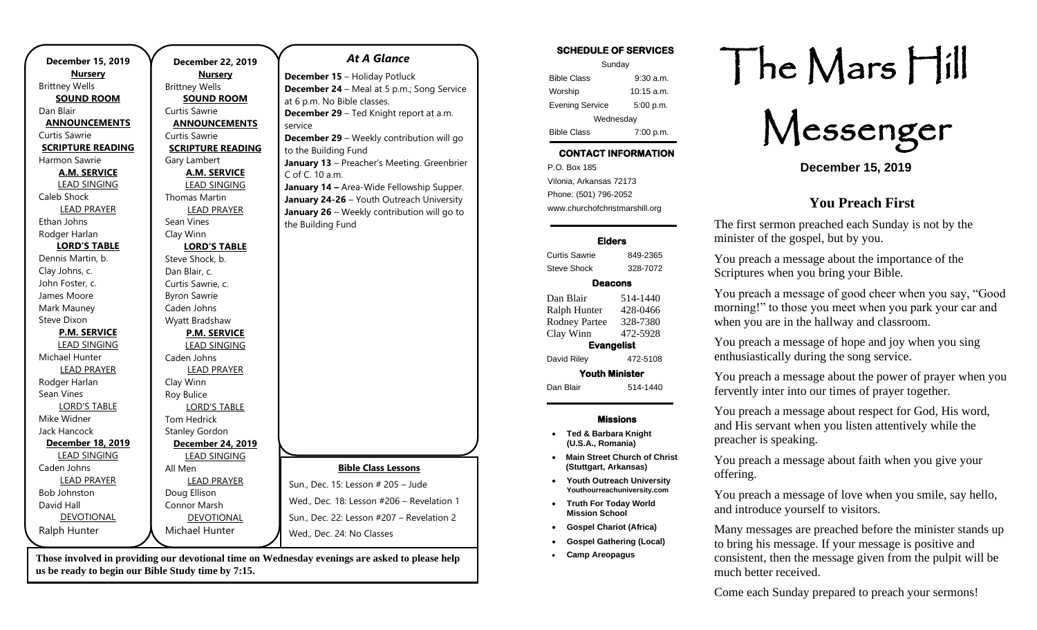**December 15, 2019**

**Nursery**
Brittney Wells

**SOUND ROOM**
Dan Blair

**ANNOUNCEMENTS**
Curtis Sawrie

**SCRIPTURE READING**
Harmon Sawrie

**A.M. SERVICE**

LEAD SINGING
Caleb Shock

LEAD PRAYER
Ethan Johns
Rodger Harlan

**LORD'S TABLE**
Dennis Martin, b.
Clay Johns, c.
John Foster, c.
James Moore
Mark Mauney
Steve Dixon

**P.M. SERVICE**

LEAD SINGING
Michael Hunter

LEAD PRAYER
Rodger Harlan
Sean Vines

LORD'S TABLE
Mike Widner
Jack Hancock

**December 18, 2019**

LEAD SINGING
Caden Johns

LEAD PRAYER
Bob Johnston
David Hall

DEVOTIONAL
Ralph Hunter

**December 22, 2019**

**Nursery**
Brittney Wells

**SOUND ROOM**
Curtis Sawrie

**ANNOUNCEMENTS**
Curtis Sawrie

**SCRIPTURE READING**
Gary Lambert

**A.M. SERVICE**

LEAD SINGING
Thomas Martin

LEAD PRAYER
Sean Vines
Clay Winn

**LORD'S TABLE**
Steve Shock, b.
Dan Blair, c.
Curtis Sawrie, c.
Byron Sawrie
Caden Johns
Wyatt Bradshaw

**P.M. SERVICE**

LEAD SINGING
Caden Johns

LEAD PRAYER
Clay Winn
Roy Bulice

LORD'S TABLE
Tom Hedrick
Stanley Gordon

**December 24, 2019**

LEAD SINGING
All Men

LEAD PRAYER
Doug Ellison
Connor Marsh

DEVOTIONAL
Michael Hunter

## *At A Glance*

**December 15** – Holiday Potluck
**December 24** – Meal at 5 p.m.; Song Service at 6 p.m. No Bible classes.
**December 29** – Ted Knight report at a.m. service
**December 29** – Weekly contribution will go to the Building Fund
**January 13** – Preacher's Meeting. Greenbrier C of C. 10 a.m.
**January 14 –** Area-Wide Fellowship Supper.
**January 24-26** – Youth Outreach University
**January 26** – Weekly contribution will go to the Building Fund

**Bible Class Lessons**

Sun., Dec. 15: Lesson # 205 – Jude
Wed., Dec. 18: Lesson #206 – Revelation 1
Sun., Dec. 22: Lesson #207 – Revelation 2
Wed., Dec. 24: No Classes

**Those involved in providing our devotional time on Wednesday evenings are asked to please help us be ready to begin our Bible Study time by 7:15.**

**SCHEDULE OF SERVICES**

| Sunday | |
|---|---|
| Bible Class | 9:30 a.m. |
| Worship | 10:15 a.m. |
| Evening Service | 5:00 p.m. |
| Wednesday | |
| Bible Class | 7:00 p.m. |

**CONTACT INFORMATION**

P.O. Box 185
Vilonia, Arkansas 72173
Phone: (501) 796-2052
www.churchofchristmarshill.org

**Elders**

| | |
|---|---|
| Curtis Sawrie | 849-2365 |
| Steve Shock | 328-7072 |

**Deacons**

| | |
|---|---|
| Dan Blair | 514-1440 |
| Ralph Hunter | 428-0466 |
| Rodney Partee | 328-7380 |
| Clay Winn | 472-5928 |

**Evangelist**

| | |
|---|---|
| David Riley | 472-5108 |

**Youth Minister**

| | |
|---|---|
| Dan Blair | 514-1440 |

**Missions**

- **Ted & Barbara Knight (U.S.A., Romania)**
- **Main Street Church of Christ (Stuttgart, Arkansas)**
- **Youth Outreach University Youthourreachuniversity.com**
- **Truth For Today World Mission School**
- **Gospel Chariot (Africa)**
- **Gospel Gathering (Local)**
- **Camp Areopagus**

# The Mars Hill Messenger

**December 15, 2019**

## You Preach First

The first sermon preached each Sunday is not by the minister of the gospel, but by you.

You preach a message about the importance of the Scriptures when you bring your Bible.

You preach a message of good cheer when you say, "Good morning!" to those you meet when you park your car and when you are in the hallway and classroom.

You preach a message of hope and joy when you sing enthusiastically during the song service.

You preach a message about the power of prayer when you fervently inter into our times of prayer together.

You preach a message about respect for God, His word, and His servant when you listen attentively while the preacher is speaking.

You preach a message about faith when you give your offering.

You preach a message of love when you smile, say hello, and introduce yourself to visitors.

Many messages are preached before the minister stands up to bring his message. If your message is positive and consistent, then the message given from the pulpit will be much better received.

Come each Sunday prepared to preach your sermons!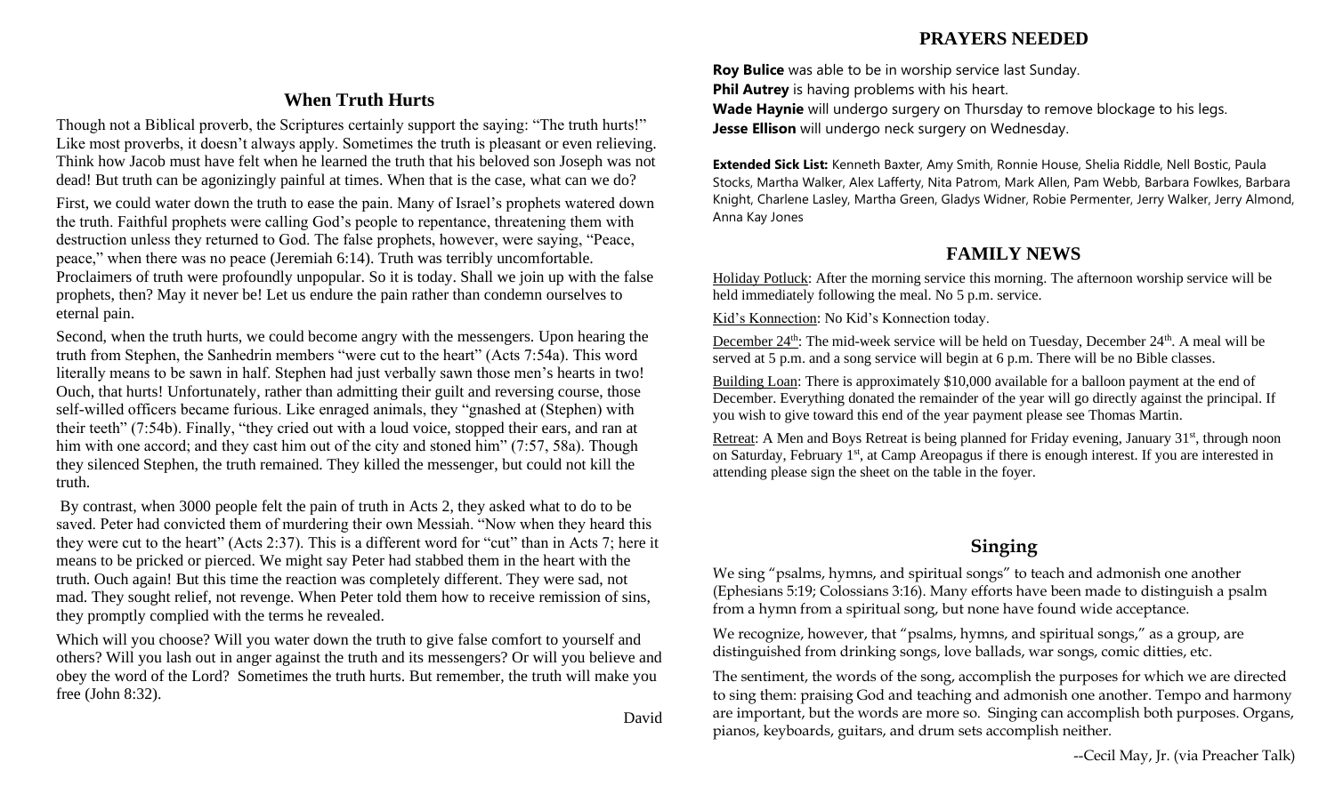## When Truth Hurts

Though not a Biblical proverb, the Scriptures certainly support the saying: "The truth hurts!" Like most proverbs, it doesn't always apply. Sometimes the truth is pleasant or even relieving. Think how Jacob must have felt when he learned the truth that his beloved son Joseph was not dead! But truth can be agonizingly painful at times. When that is the case, what can we do?

First, we could water down the truth to ease the pain. Many of Israel's prophets watered down the truth. Faithful prophets were calling God's people to repentance, threatening them with destruction unless they returned to God. The false prophets, however, were saying, "Peace, peace," when there was no peace (Jeremiah 6:14). Truth was terribly uncomfortable. Proclaimers of truth were profoundly unpopular. So it is today. Shall we join up with the false prophets, then? May it never be! Let us endure the pain rather than condemn ourselves to eternal pain.

Second, when the truth hurts, we could become angry with the messengers. Upon hearing the truth from Stephen, the Sanhedrin members "were cut to the heart" (Acts 7:54a). This word literally means to be sawn in half. Stephen had just verbally sawn those men's hearts in two! Ouch, that hurts! Unfortunately, rather than admitting their guilt and reversing course, those self-willed officers became furious. Like enraged animals, they "gnashed at (Stephen) with their teeth" (7:54b). Finally, "they cried out with a loud voice, stopped their ears, and ran at him with one accord; and they cast him out of the city and stoned him" (7:57, 58a). Though they silenced Stephen, the truth remained. They killed the messenger, but could not kill the truth.

By contrast, when 3000 people felt the pain of truth in Acts 2, they asked what to do to be saved. Peter had convicted them of murdering their own Messiah. "Now when they heard this they were cut to the heart" (Acts 2:37). This is a different word for "cut" than in Acts 7; here it means to be pricked or pierced. We might say Peter had stabbed them in the heart with the truth. Ouch again! But this time the reaction was completely different. They were sad, not mad. They sought relief, not revenge. When Peter told them how to receive remission of sins, they promptly complied with the terms he revealed.

Which will you choose? Will you water down the truth to give false comfort to yourself and others? Will you lash out in anger against the truth and its messengers? Or will you believe and obey the word of the Lord? Sometimes the truth hurts. But remember, the truth will make you free (John 8:32).

David

## PRAYERS NEEDED

**Roy Bulice** was able to be in worship service last Sunday.
**Phil Autrey** is having problems with his heart.
**Wade Haynie** will undergo surgery on Thursday to remove blockage to his legs.
**Jesse Ellison** will undergo neck surgery on Wednesday.

**Extended Sick List:** Kenneth Baxter, Amy Smith, Ronnie House, Shelia Riddle, Nell Bostic, Paula Stocks, Martha Walker, Alex Lafferty, Nita Patrom, Mark Allen, Pam Webb, Barbara Fowlkes, Barbara Knight, Charlene Lasley, Martha Green, Gladys Widner, Robie Permenter, Jerry Walker, Jerry Almond, Anna Kay Jones

## FAMILY NEWS

Holiday Potluck: After the morning service this morning. The afternoon worship service will be held immediately following the meal. No 5 p.m. service.

Kid's Konnection: No Kid's Konnection today.

December 24th: The mid-week service will be held on Tuesday, December 24th. A meal will be served at 5 p.m. and a song service will begin at 6 p.m. There will be no Bible classes.

Building Loan: There is approximately $10,000 available for a balloon payment at the end of December. Everything donated the remainder of the year will go directly against the principal. If you wish to give toward this end of the year payment please see Thomas Martin.

Retreat: A Men and Boys Retreat is being planned for Friday evening, January 31st, through noon on Saturday, February 1st, at Camp Areopagus if there is enough interest. If you are interested in attending please sign the sheet on the table in the foyer.

## Singing

We sing "psalms, hymns, and spiritual songs" to teach and admonish one another (Ephesians 5:19; Colossians 3:16). Many efforts have been made to distinguish a psalm from a hymn from a spiritual song, but none have found wide acceptance.

We recognize, however, that "psalms, hymns, and spiritual songs," as a group, are distinguished from drinking songs, love ballads, war songs, comic ditties, etc.

The sentiment, the words of the song, accomplish the purposes for which we are directed to sing them: praising God and teaching and admonish one another. Tempo and harmony are important, but the words are more so. Singing can accomplish both purposes. Organs, pianos, keyboards, guitars, and drum sets accomplish neither.

--Cecil May, Jr. (via Preacher Talk)